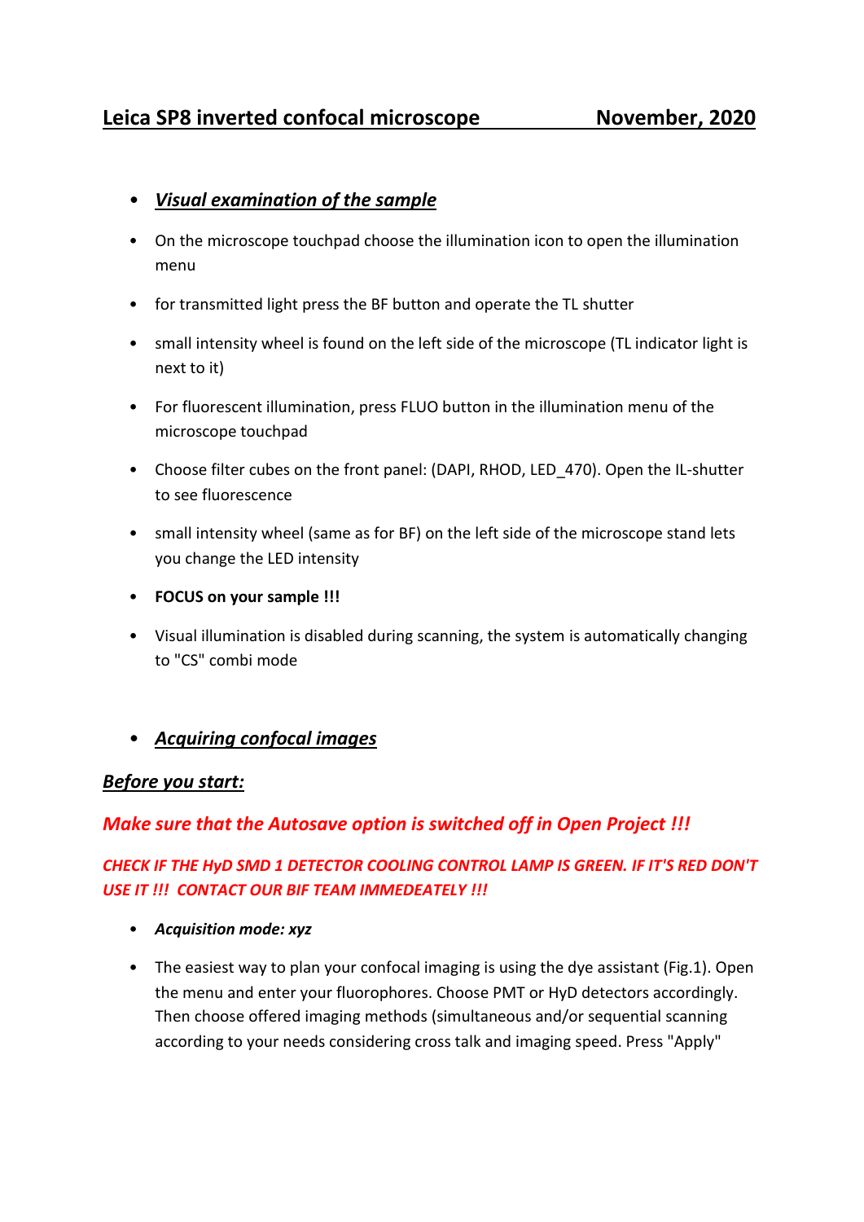# Leica SP8 inverted confocal microscope November, 2020

- ***Visual examination of the sample***
- On the microscope touchpad choose the illumination icon to open the illumination menu
- for transmitted light press the BF button and operate the TL shutter
- small intensity wheel is found on the left side of the microscope (TL indicator light is next to it)
- For fluorescent illumination, press FLUO button in the illumination menu of the microscope touchpad
- Choose filter cubes on the front panel: (DAPI, RHOD, LED_470). Open the IL-shutter to see fluorescence
- small intensity wheel (same as for BF) on the left side of the microscope stand lets you change the LED intensity
- **FOCUS on your sample !!!**
- Visual illumination is disabled during scanning, the system is automatically changing to "CS" combi mode

- ***Acquiring confocal images***

***Before you start:***

***Make sure that the Autosave option is switched off in Open Project !!!***

***CHECK IF THE HyD SMD 1 DETECTOR COOLING CONTROL LAMP IS GREEN. IF IT'S RED DON'T USE IT !!! CONTACT OUR BIF TEAM IMMEDEATELY !!!***

- ***Acquisition mode: xyz***
- The easiest way to plan your confocal imaging is using the dye assistant (Fig.1). Open the menu and enter your fluorophores. Choose PMT or HyD detectors accordingly. Then choose offered imaging methods (simultaneous and/or sequential scanning according to your needs considering cross talk and imaging speed. Press "Apply"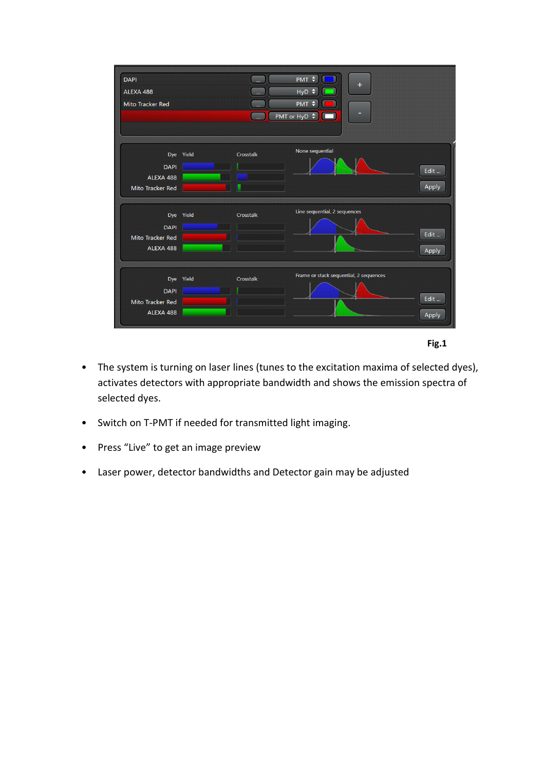Fig.1

- The system is turning on laser lines (tunes to the excitation maxima of selected dyes), activates detectors with appropriate bandwidth and shows the emission spectra of selected dyes.
- Switch on T-PMT if needed for transmitted light imaging.
- Press “Live” to get an image preview
- Laser power, detector bandwidths and Detector gain may be adjusted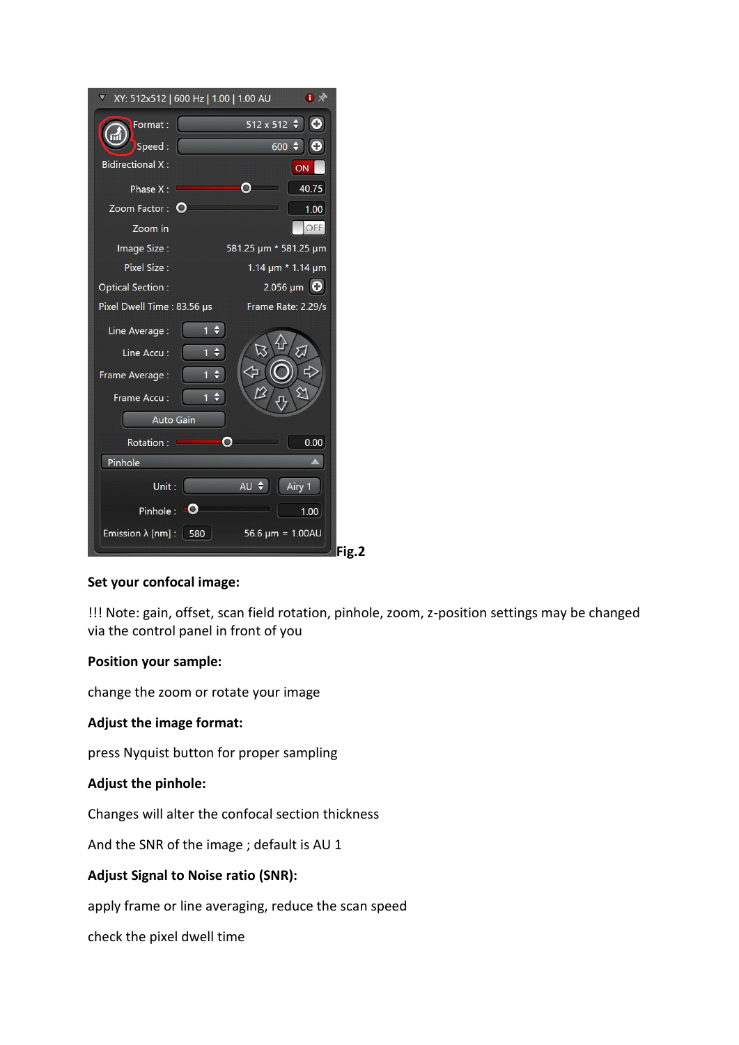Fig.2

**Set your confocal image:**

!!! Note: gain, offset, scan field rotation, pinhole, zoom, z-position settings may be changed via the control panel in front of you

**Position your sample:**

change the zoom or rotate your image

**Adjust the image format:**

press Nyquist button for proper sampling

**Adjust the pinhole:**

Changes will alter the confocal section thickness

And the SNR of the image ; default is AU 1

**Adjust Signal to Noise ratio (SNR):**

apply frame or line averaging, reduce the scan speed

check the pixel dwell time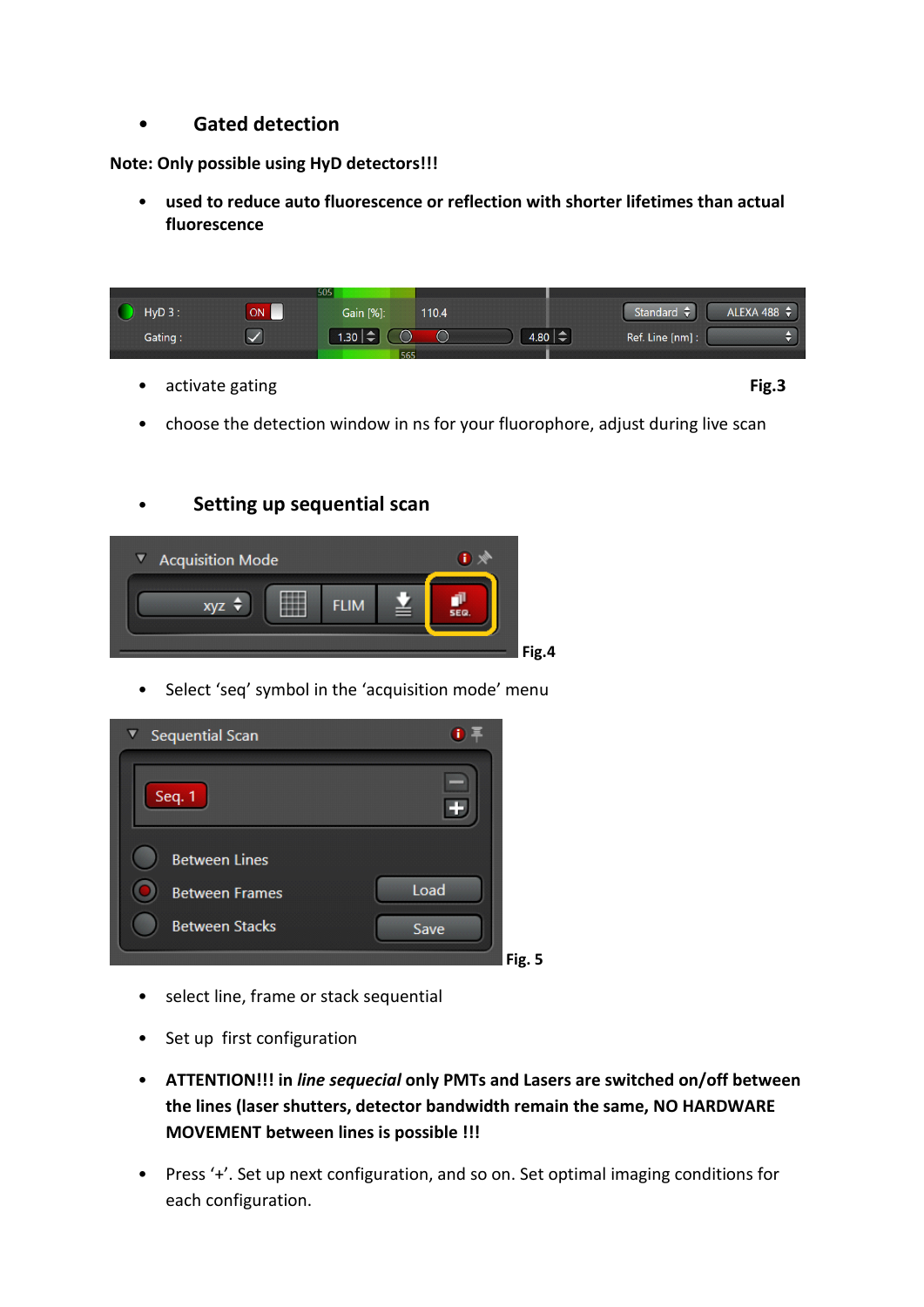- **Gated detection**

**Note: Only possible using HyD detectors!!!**

- **used to reduce auto fluorescence or reflection with shorter lifetimes than actual fluorescence**

- activate gating **Fig.3**
- choose the detection window in ns for your fluorophore, adjust during live scan

- **Setting up sequential scan**

**Fig.4**

- Select 'seq' symbol in the 'acquisition mode' menu

**Fig. 5**

- select line, frame or stack sequential
- Set up first configuration
- **ATTENTION!!! in *line sequecial* only PMTs and Lasers are switched on/off between the lines (laser shutters, detector bandwidth remain the same, NO HARDWARE MOVEMENT between lines is possible !!!**
- Press '+'. Set up next configuration, and so on. Set optimal imaging conditions for each configuration.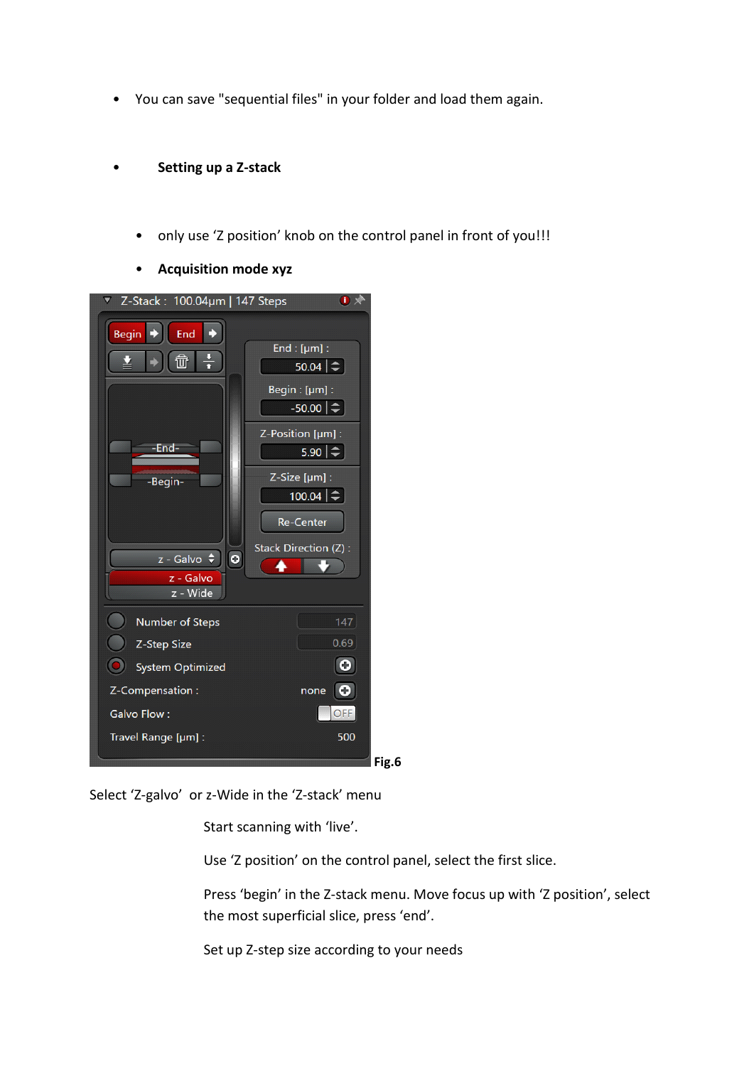- You can save "sequential files" in your folder and load them again.

- **Setting up a Z-stack**

  - only use 'Z position' knob on the control panel in front of you!!!
  - **Acquisition mode xyz**

Fig.6

Select 'Z-galvo' or z-Wide in the 'Z-stack' menu

Start scanning with 'live'.

Use 'Z position' on the control panel, select the first slice.

Press 'begin' in the Z-stack menu. Move focus up with 'Z position', select the most superficial slice, press 'end'.

Set up Z-step size according to your needs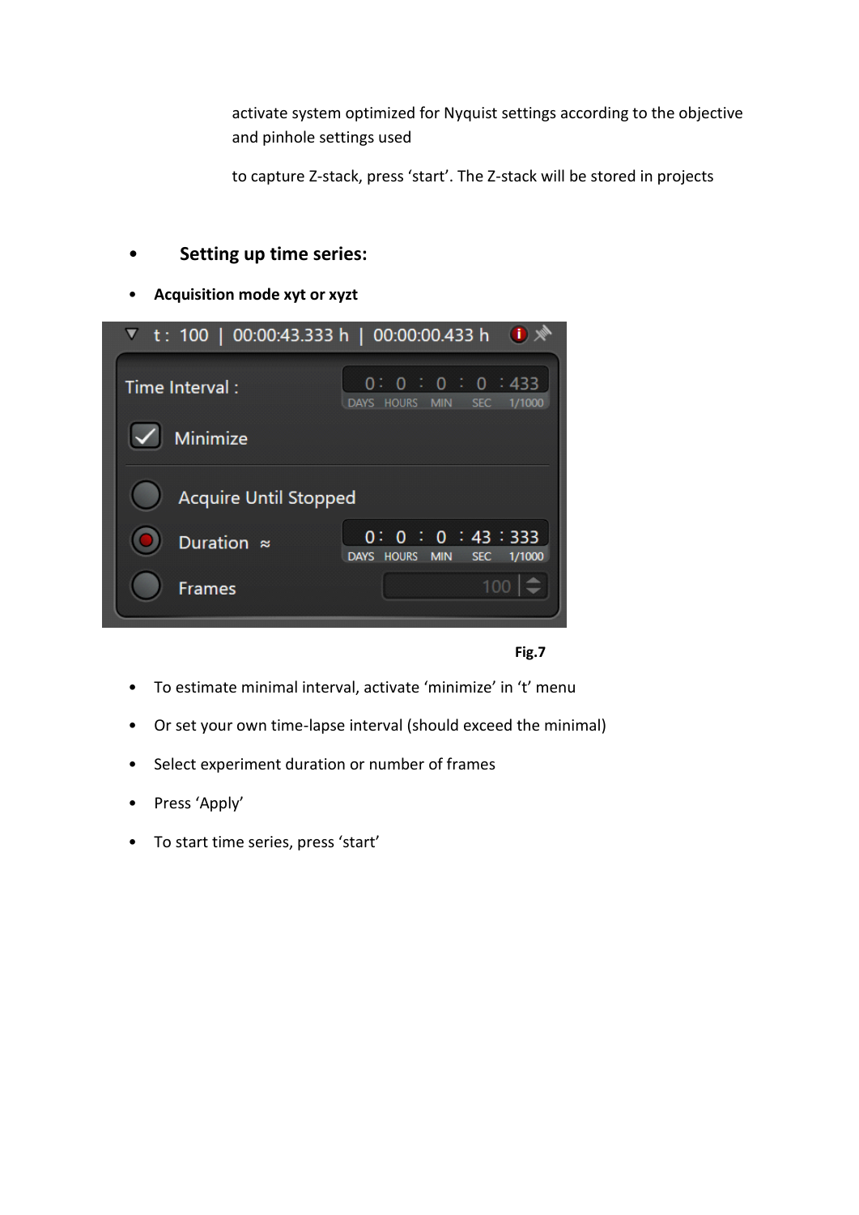activate system optimized for Nyquist settings according to the objective and pinhole settings used

to capture Z-stack, press 'start'. The Z-stack will be stored in projects

- **Setting up time series:**
- **Acquisition mode xyt or xyzt**

Fig.7

- To estimate minimal interval, activate 'minimize' in 't' menu
- Or set your own time-lapse interval (should exceed the minimal)
- Select experiment duration or number of frames
- Press 'Apply'
- To start time series, press 'start'